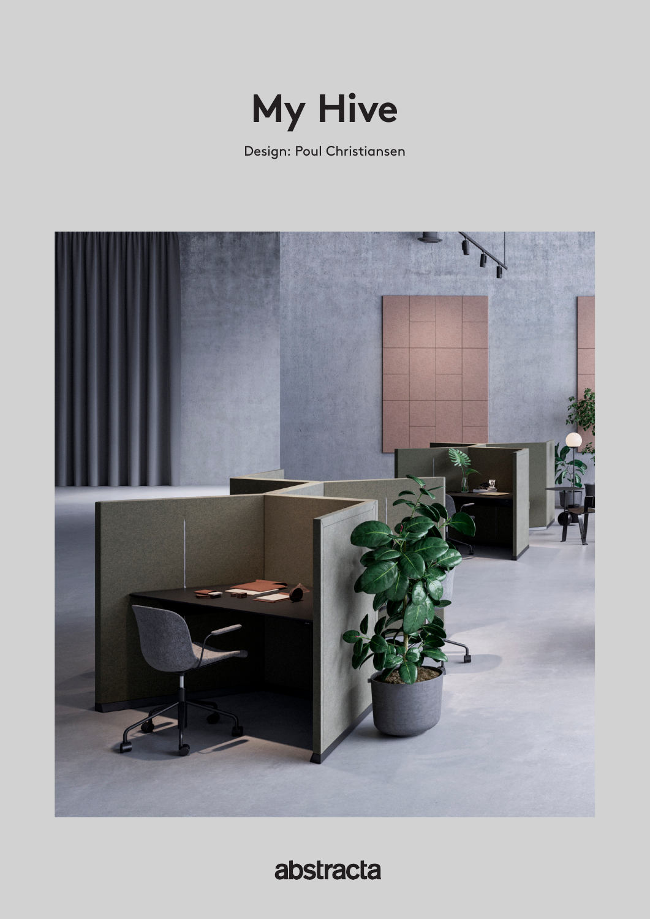# My Hive

Design: Poul Christiansen

abstracta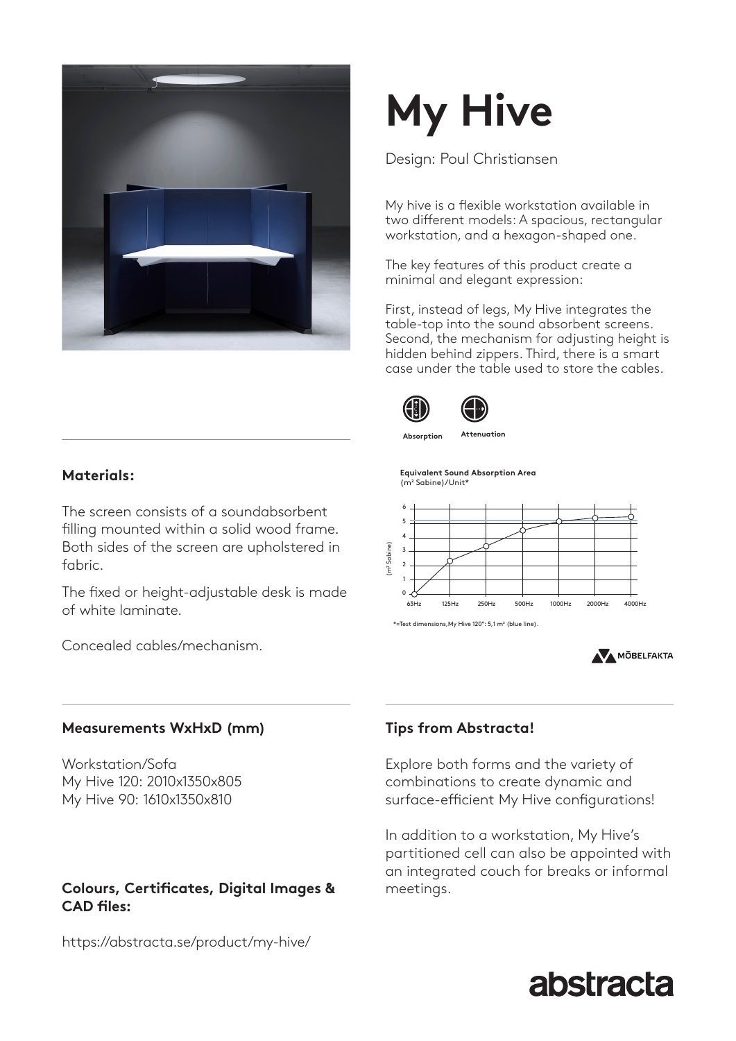# My Hive

Design: Poul Christiansen

My hive is a flexible workstation available in two different models: A spacious, rectangular workstation, and a hexagon-shaped one.

The key features of this product create a minimal and elegant expression:

First, instead of legs, My Hive integrates the table-top into the sound absorbent screens. Second, the mechanism for adjusting height is hidden behind zippers. Third, there is a smart case under the table used to store the cables.

Absorption
Attenuation

**Equivalent Sound Absorption Area**
($m^2$ Sabine)/Unit*

($m^2$ Sabine)
0
1
2
3
4
5
6
63Hz
125Hz
250Hz
500Hz
1000Hz
2000Hz
4000Hz

*=Test dimensions, My Hive 120°: 5,1 $m^2$ (blue line).

MÖBELFAKTA

## Materials:

The screen consists of a soundabsorbent filling mounted within a solid wood frame. Both sides of the screen are upholstered in fabric.

The fixed or height-adjustable desk is made of white laminate.

Concealed cables/mechanism.

## Measurements WxHxD (mm)

Workstation/Sofa
My Hive 120: 2010x1350x805
My Hive 90: 1610x1350x810

## Colours, Certificates, Digital Images & CAD files:

https://abstracta.se/product/my-hive/

## Tips from Abstracta!

Explore both forms and the variety of combinations to create dynamic and surface-efficient My Hive configurations!

In addition to a workstation, My Hive's partitioned cell can also be appointed with an integrated couch for breaks or informal meetings.

abstracta